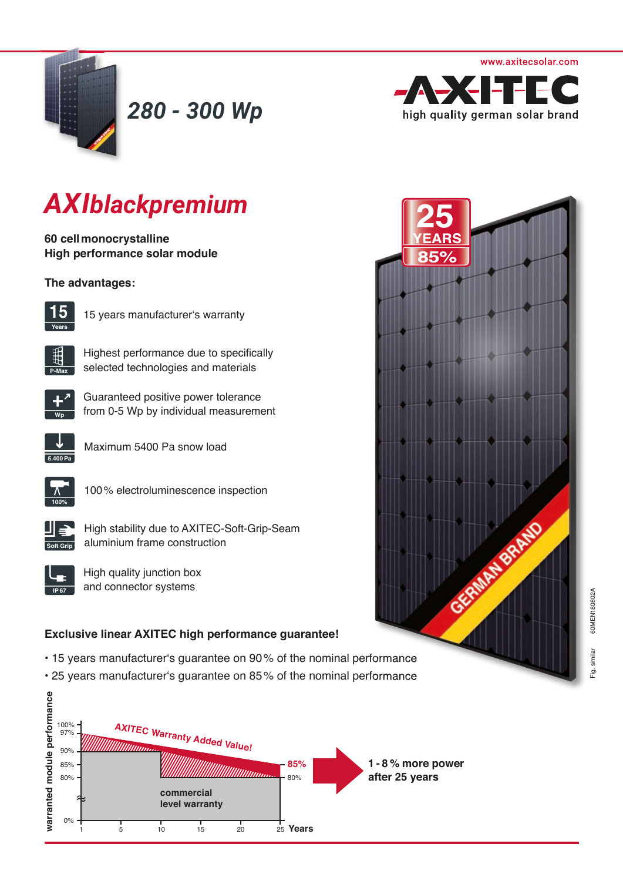# 280 - 300 Wp

www.axitecsolar.com

AXITEC
high quality german solar brand

# AXIblackpremium

**60 cell monocrystalline**
**High performance solar module**

**The advantages:**

- 15 years manufacturer's warranty
- Highest performance due to specifically selected technologies and materials
- Guaranteed positive power tolerance from 0-5 Wp by individual measurement
- Maximum 5400 Pa snow load
- 100 % electroluminescence inspection
- High stability due to AXITEC-Soft-Grip-Seam aluminium frame construction
- High quality junction box and connector systems

25 YEARS 85%

**Exclusive linear AXITEC high performance guarantee!**

- 15 years manufacturer's guarantee on 90 % of the nominal performance
- 25 years manufacturer's guarantee on 85 % of the nominal performance

AXITEC Warranty Added Value!

warranted module performance: 100%, 97%, 90%, 85%, 80%, 0%

Years: 1, 5, 10, 15, 20, 25

85% / 80%

commercial level warranty

**1 - 8 % more power after 25 years**

Fig. similar 60MEN180802A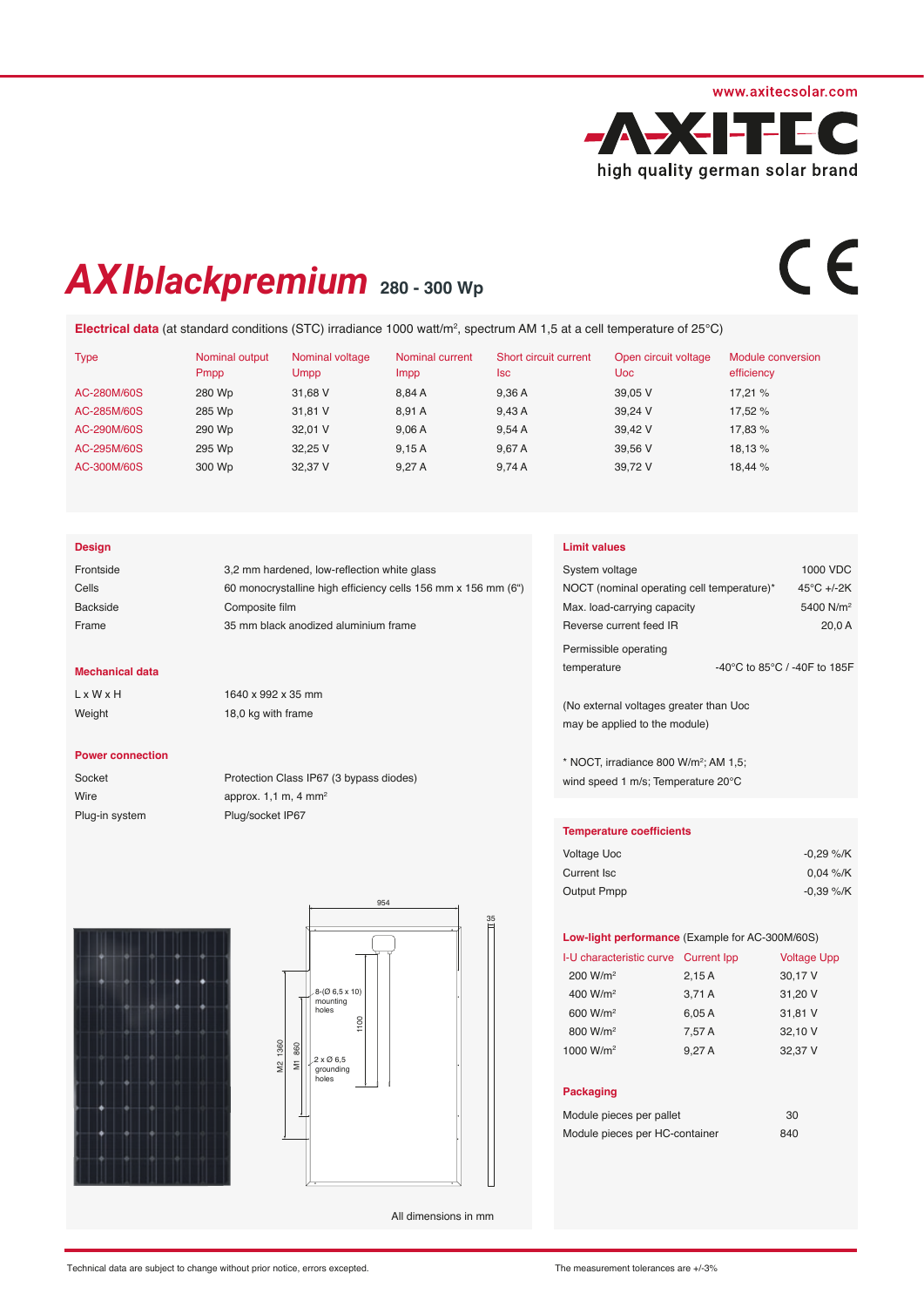www.axitecsolar.com

AXITEC
high quality german solar brand

# AXIblackpremium 280 - 300 Wp

CE

**Electrical data** (at standard conditions (STC) irradiance 1000 watt/m², spectrum AM 1,5 at a cell temperature of 25°C)

| Type | Nominal output Pmpp | Nominal voltage Umpp | Nominal current Impp | Short circuit current Isc | Open circuit voltage Uoc | Module conversion efficiency |
|---|---|---|---|---|---|---|
| AC-280M/60S | 280 Wp | 31,68 V | 8,84 A | 9,36 A | 39,05 V | 17,21 % |
| AC-285M/60S | 285 Wp | 31,81 V | 8,91 A | 9,43 A | 39,24 V | 17,52 % |
| AC-290M/60S | 290 Wp | 32,01 V | 9,06 A | 9,54 A | 39,42 V | 17,83 % |
| AC-295M/60S | 295 Wp | 32,25 V | 9,15 A | 9,67 A | 39,56 V | 18,13 % |
| AC-300M/60S | 300 Wp | 32,37 V | 9,27 A | 9,74 A | 39,72 V | 18,44 % |

## Design

| | |
|---|---|
| Frontside | 3,2 mm hardened, low-reflection white glass |
| Cells | 60 monocrystalline high efficiency cells 156 mm x 156 mm (6") |
| Backside | Composite film |
| Frame | 35 mm black anodized aluminium frame |

## Mechanical data

| | |
|---|---|
| L x W x H | 1640 x 992 x 35 mm |
| Weight | 18,0 kg with frame |

## Power connection

| | |
|---|---|
| Socket | Protection Class IP67 (3 bypass diodes) |
| Wire | approx. 1,1 m, 4 mm² |
| Plug-in system | Plug/socket IP67 |

954

35

8-(Ø 6,5 x 10) mounting holes

2 x Ø 6,5 grounding holes

1100

M2 1360

M1 860

All dimensions in mm

## Limit values

| | |
|---|---|
| System voltage | 1000 VDC |
| NOCT (nominal operating cell temperature)* | 45°C +/-2K |
| Max. load-carrying capacity | 5400 N/m² |
| Reverse current feed IR | 20,0 A |
| Permissible operating temperature | -40°C to 85°C / -40F to 185F |

(No external voltages greater than Uoc may be applied to the module)

\* NOCT, irradiance 800 W/m²; AM 1,5; wind speed 1 m/s; Temperature 20°C

## Temperature coefficients

| | |
|---|---|
| Voltage Uoc | -0,29 %/K |
| Current Isc | 0,04 %/K |
| Output Pmpp | -0,39 %/K |

## Low-light performance (Example for AC-300M/60S)

| I-U characteristic curve | Current Ipp | Voltage Upp |
|---|---|---|
| 200 W/m² | 2,15 A | 30,17 V |
| 400 W/m² | 3,71 A | 31,20 V |
| 600 W/m² | 6,05 A | 31,81 V |
| 800 W/m² | 7,57 A | 32,10 V |
| 1000 W/m² | 9,27 A | 32,37 V |

## Packaging

| | |
|---|---|
| Module pieces per pallet | 30 |
| Module pieces per HC-container | 840 |

Technical data are subject to change without prior notice, errors excepted.

The measurement tolerances are +/-3%